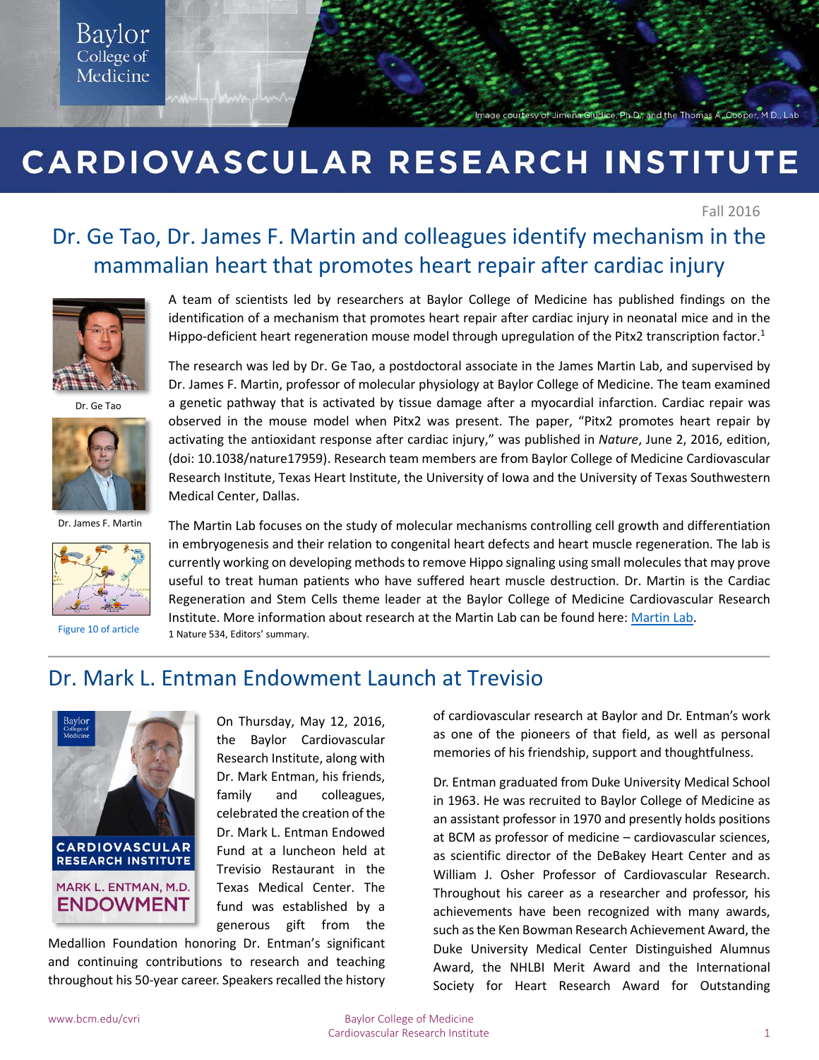Image courtesy of Jimena Giudice, Ph.D., and the Thomas A. Cooper, M.D., Lab

# CARDIOVASCULAR RESEARCH INSTITUTE

Fall 2016

## Dr. Ge Tao, Dr. James F. Martin and colleagues identify mechanism in the mammalian heart that promotes heart repair after cardiac injury

Dr. Ge Tao

Dr. James F. Martin

Figure 10 of article

A team of scientists led by researchers at Baylor College of Medicine has published findings on the identification of a mechanism that promotes heart repair after cardiac injury in neonatal mice and in the Hippo-deficient heart regeneration mouse model through upregulation of the Pitx2 transcription factor.[1]

The research was led by Dr. Ge Tao, a postdoctoral associate in the James Martin Lab, and supervised by Dr. James F. Martin, professor of molecular physiology at Baylor College of Medicine. The team examined a genetic pathway that is activated by tissue damage after a myocardial infarction. Cardiac repair was observed in the mouse model when Pitx2 was present. The paper, "Pitx2 promotes heart repair by activating the antioxidant response after cardiac injury," was published in *Nature*, June 2, 2016, edition, (doi: 10.1038/nature17959). Research team members are from Baylor College of Medicine Cardiovascular Research Institute, Texas Heart Institute, the University of Iowa and the University of Texas Southwestern Medical Center, Dallas.

The Martin Lab focuses on the study of molecular mechanisms controlling cell growth and differentiation in embryogenesis and their relation to congenital heart defects and heart muscle regeneration. The lab is currently working on developing methods to remove Hippo signaling using small molecules that may prove useful to treat human patients who have suffered heart muscle destruction. Dr. Martin is the Cardiac Regeneration and Stem Cells theme leader at the Baylor College of Medicine Cardiovascular Research Institute. More information about research at the Martin Lab can be found here: Martin Lab.

1 Nature 534, Editors' summary.

## Dr. Mark L. Entman Endowment Launch at Trevisio

CARDIOVASCULAR RESEARCH INSTITUTE

MARK L. ENTMAN, M.D. ENDOWMENT

On Thursday, May 12, 2016, the Baylor Cardiovascular Research Institute, along with Dr. Mark Entman, his friends, family and colleagues, celebrated the creation of the Dr. Mark L. Entman Endowed Fund at a luncheon held at Trevisio Restaurant in the Texas Medical Center. The fund was established by a generous gift from the Medallion Foundation honoring Dr. Entman's significant and continuing contributions to research and teaching throughout his 50-year career. Speakers recalled the history of cardiovascular research at Baylor and Dr. Entman's work as one of the pioneers of that field, as well as personal memories of his friendship, support and thoughtfulness.

Dr. Entman graduated from Duke University Medical School in 1963. He was recruited to Baylor College of Medicine as an assistant professor in 1970 and presently holds positions at BCM as professor of medicine – cardiovascular sciences, as scientific director of the DeBakey Heart Center and as William J. Osher Professor of Cardiovascular Research. Throughout his career as a researcher and professor, his achievements have been recognized with many awards, such as the Ken Bowman Research Achievement Award, the Duke University Medical Center Distinguished Alumnus Award, the NHLBI Merit Award and the International Society for Heart Research Award for Outstanding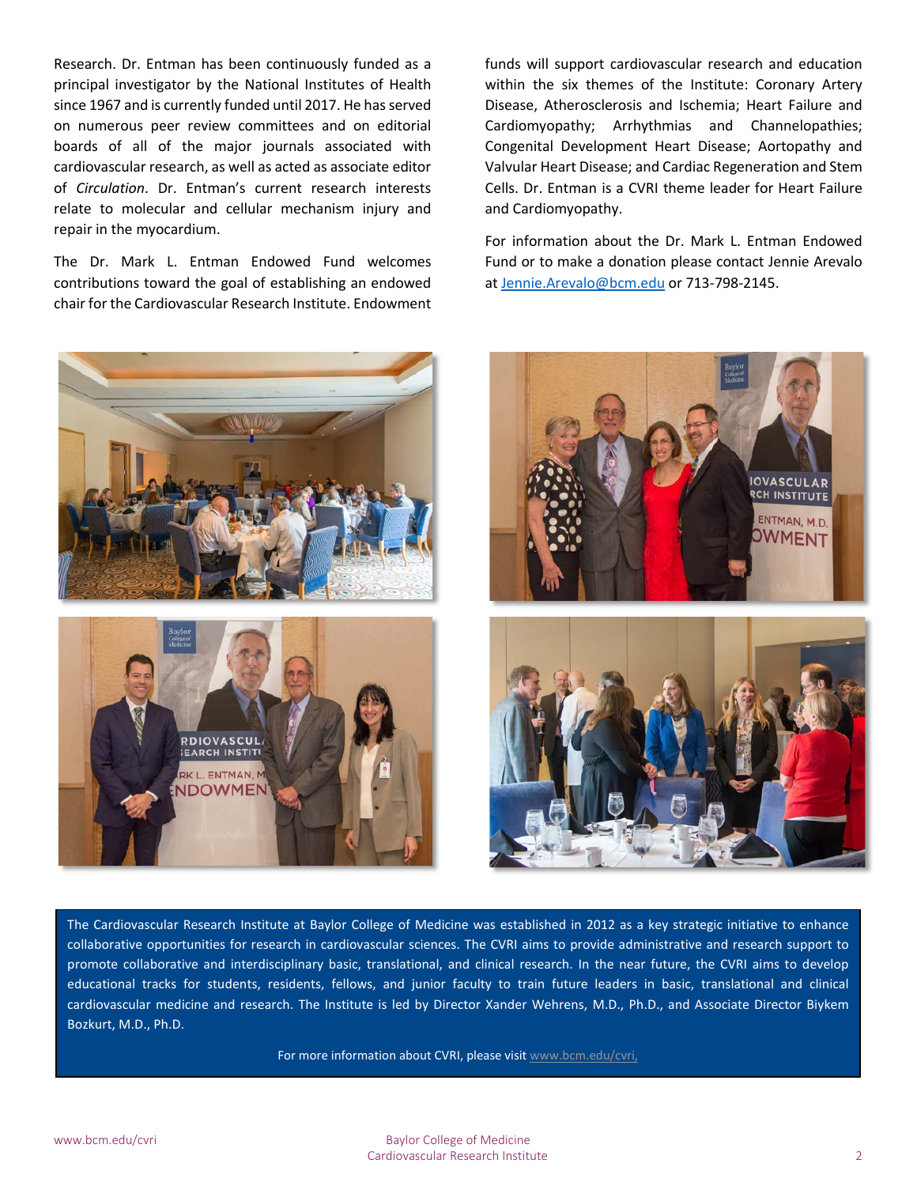Research. Dr. Entman has been continuously funded as a principal investigator by the National Institutes of Health since 1967 and is currently funded until 2017. He has served on numerous peer review committees and on editorial boards of all of the major journals associated with cardiovascular research, as well as acted as associate editor of *Circulation*. Dr. Entman's current research interests relate to molecular and cellular mechanism injury and repair in the myocardium.

The Dr. Mark L. Entman Endowed Fund welcomes contributions toward the goal of establishing an endowed chair for the Cardiovascular Research Institute. Endowment funds will support cardiovascular research and education within the six themes of the Institute: Coronary Artery Disease, Atherosclerosis and Ischemia; Heart Failure and Cardiomyopathy; Arrhythmias and Channelopathies; Congenital Development Heart Disease; Aortopathy and Valvular Heart Disease; and Cardiac Regeneration and Stem Cells. Dr. Entman is a CVRI theme leader for Heart Failure and Cardiomyopathy.

For information about the Dr. Mark L. Entman Endowed Fund or to make a donation please contact Jennie Arevalo at Jennie.Arevalo@bcm.edu or 713-798-2145.

The Cardiovascular Research Institute at Baylor College of Medicine was established in 2012 as a key strategic initiative to enhance collaborative opportunities for research in cardiovascular sciences. The CVRI aims to provide administrative and research support to promote collaborative and interdisciplinary basic, translational, and clinical research. In the near future, the CVRI aims to develop educational tracks for students, residents, fellows, and junior faculty to train future leaders in basic, translational and clinical cardiovascular medicine and research. The Institute is led by Director Xander Wehrens, M.D., Ph.D., and Associate Director Biykem Bozkurt, M.D., Ph.D.

For more information about CVRI, please visit www.bcm.edu/cvri,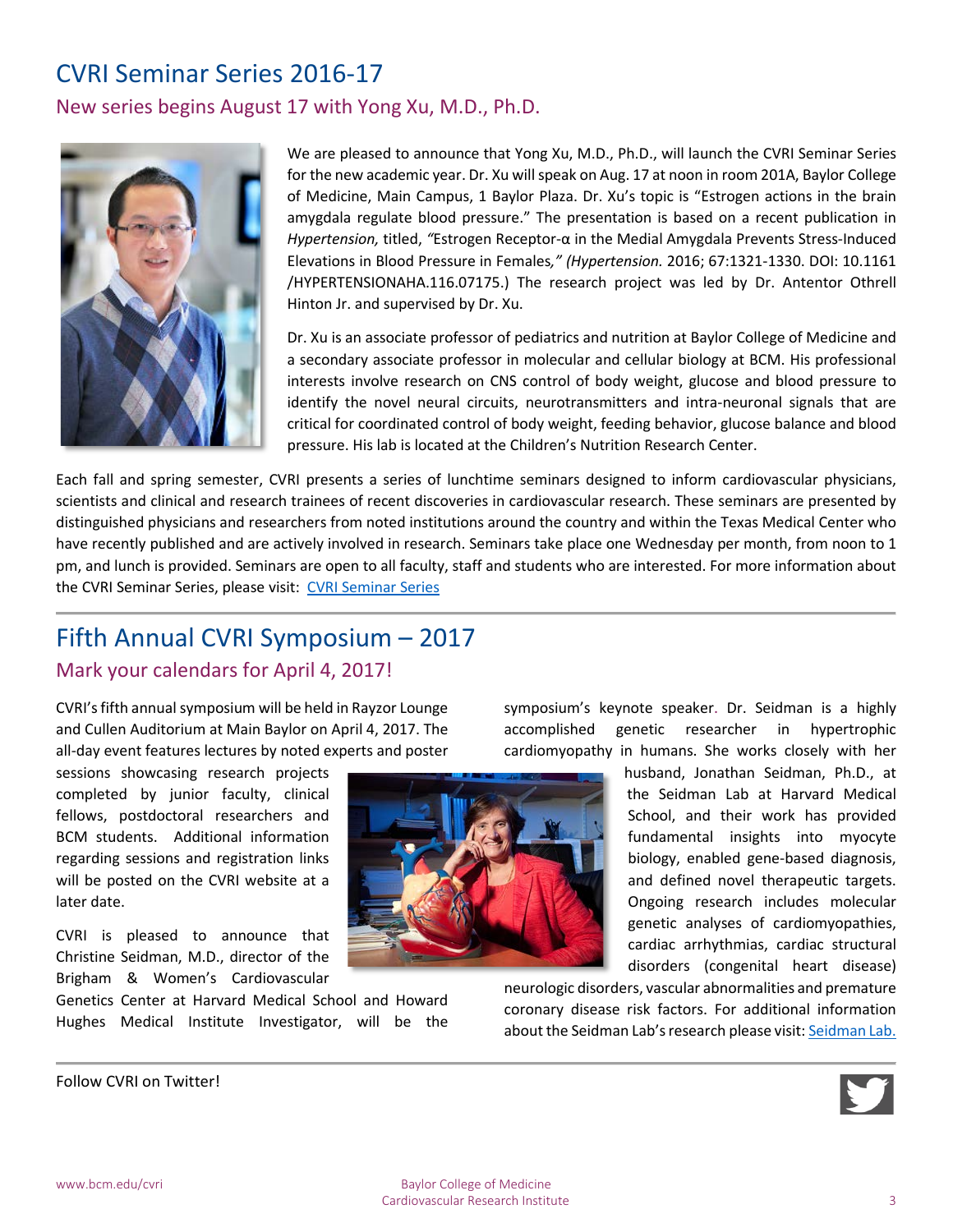# CVRI Seminar Series 2016-17

## New series begins August 17 with Yong Xu, M.D., Ph.D.

We are pleased to announce that Yong Xu, M.D., Ph.D., will launch the CVRI Seminar Series for the new academic year. Dr. Xu will speak on Aug. 17 at noon in room 201A, Baylor College of Medicine, Main Campus, 1 Baylor Plaza. Dr. Xu's topic is "Estrogen actions in the brain amygdala regulate blood pressure." The presentation is based on a recent publication in *Hypertension,* titled, *"*Estrogen Receptor-α in the Medial Amygdala Prevents Stress-Induced Elevations in Blood Pressure in Females*," (Hypertension.* 2016; 67:1321-1330. DOI: 10.1161 /HYPERTENSIONAHA.116.07175.) The research project was led by Dr. Antentor Othrell Hinton Jr. and supervised by Dr. Xu.

Dr. Xu is an associate professor of pediatrics and nutrition at Baylor College of Medicine and a secondary associate professor in molecular and cellular biology at BCM. His professional interests involve research on CNS control of body weight, glucose and blood pressure to identify the novel neural circuits, neurotransmitters and intra-neuronal signals that are critical for coordinated control of body weight, feeding behavior, glucose balance and blood pressure. His lab is located at the Children's Nutrition Research Center.

Each fall and spring semester, CVRI presents a series of lunchtime seminars designed to inform cardiovascular physicians, scientists and clinical and research trainees of recent discoveries in cardiovascular research. These seminars are presented by distinguished physicians and researchers from noted institutions around the country and within the Texas Medical Center who have recently published and are actively involved in research. Seminars take place one Wednesday per month, from noon to 1 pm, and lunch is provided. Seminars are open to all faculty, staff and students who are interested. For more information about the CVRI Seminar Series, please visit: [CVRI Seminar Series]

# Fifth Annual CVRI Symposium – 2017

## Mark your calendars for April 4, 2017!

CVRI's fifth annual symposium will be held in Rayzor Lounge and Cullen Auditorium at Main Baylor on April 4, 2017. The all-day event features lectures by noted experts and poster sessions showcasing research projects completed by junior faculty, clinical fellows, postdoctoral researchers and BCM students. Additional information regarding sessions and registration links will be posted on the CVRI website at a later date.

CVRI is pleased to announce that Christine Seidman, M.D., director of the Brigham & Women's Cardiovascular Genetics Center at Harvard Medical School and Howard Hughes Medical Institute Investigator, will be the symposium's keynote speaker. Dr. Seidman is a highly accomplished genetic researcher in hypertrophic cardiomyopathy in humans. She works closely with her husband, Jonathan Seidman, Ph.D., at the Seidman Lab at Harvard Medical School, and their work has provided fundamental insights into myocyte biology, enabled gene-based diagnosis, and defined novel therapeutic targets. Ongoing research includes molecular genetic analyses of cardiomyopathies, cardiac arrhythmias, cardiac structural disorders (congenital heart disease) neurologic disorders, vascular abnormalities and premature coronary disease risk factors. For additional information about the Seidman Lab's research please visit: [Seidman Lab.]

Follow CVRI on Twitter!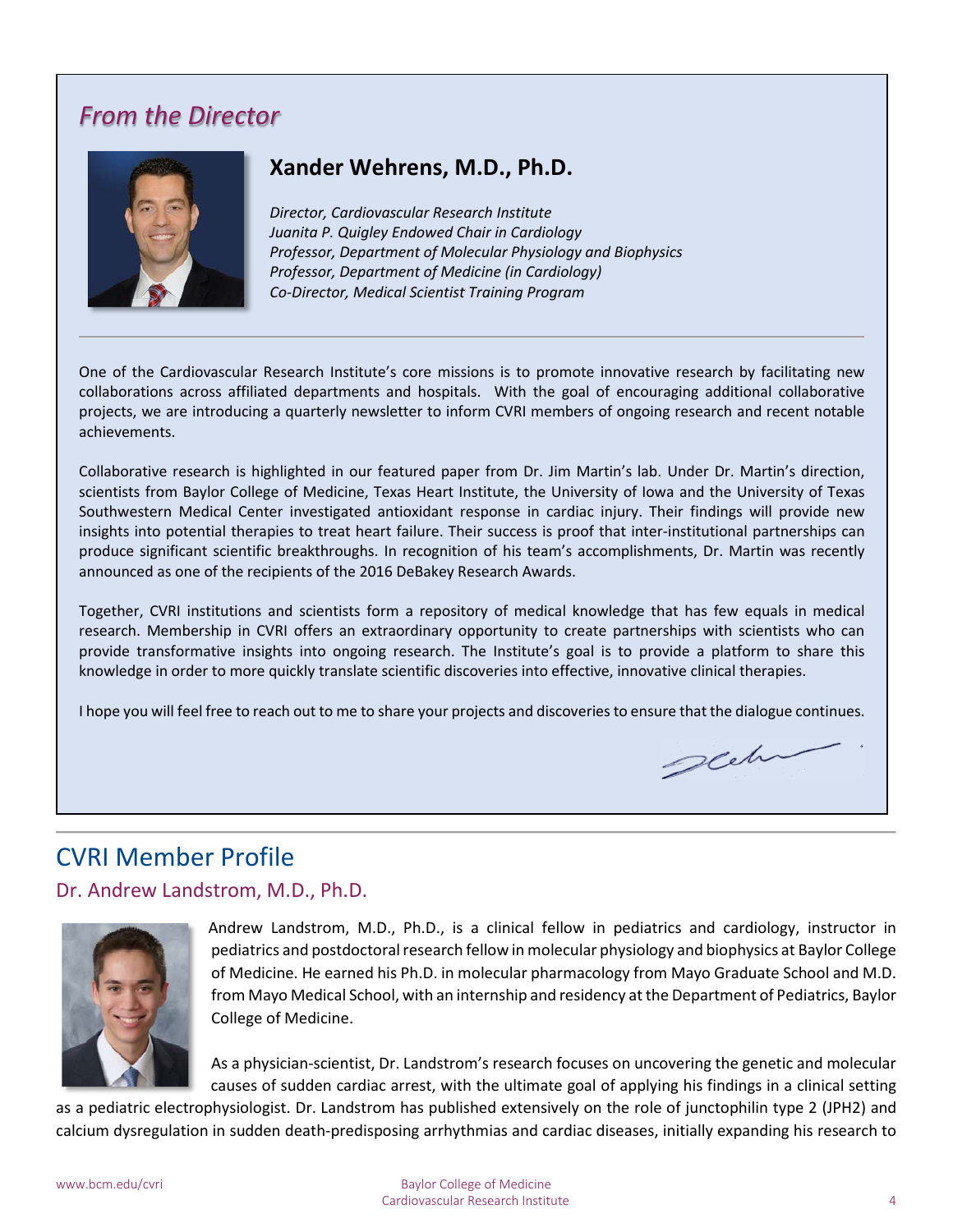## *From the Director*

### Xander Wehrens, M.D., Ph.D.

*Director, Cardiovascular Research Institute*
*Juanita P. Quigley Endowed Chair in Cardiology*
*Professor, Department of Molecular Physiology and Biophysics*
*Professor, Department of Medicine (in Cardiology)*
*Co-Director, Medical Scientist Training Program*

---

One of the Cardiovascular Research Institute's core missions is to promote innovative research by facilitating new collaborations across affiliated departments and hospitals. With the goal of encouraging additional collaborative projects, we are introducing a quarterly newsletter to inform CVRI members of ongoing research and recent notable achievements.

Collaborative research is highlighted in our featured paper from Dr. Jim Martin's lab. Under Dr. Martin's direction, scientists from Baylor College of Medicine, Texas Heart Institute, the University of Iowa and the University of Texas Southwestern Medical Center investigated antioxidant response in cardiac injury. Their findings will provide new insights into potential therapies to treat heart failure. Their success is proof that inter-institutional partnerships can produce significant scientific breakthroughs. In recognition of his team's accomplishments, Dr. Martin was recently announced as one of the recipients of the 2016 DeBakey Research Awards.

Together, CVRI institutions and scientists form a repository of medical knowledge that has few equals in medical research. Membership in CVRI offers an extraordinary opportunity to create partnerships with scientists who can provide transformative insights into ongoing research. The Institute's goal is to provide a platform to share this knowledge in order to more quickly translate scientific discoveries into effective, innovative clinical therapies.

I hope you will feel free to reach out to me to share your projects and discoveries to ensure that the dialogue continues.

## CVRI Member Profile

### Dr. Andrew Landstrom, M.D., Ph.D.

Andrew Landstrom, M.D., Ph.D., is a clinical fellow in pediatrics and cardiology, instructor in pediatrics and postdoctoral research fellow in molecular physiology and biophysics at Baylor College of Medicine. He earned his Ph.D. in molecular pharmacology from Mayo Graduate School and M.D. from Mayo Medical School, with an internship and residency at the Department of Pediatrics, Baylor College of Medicine.

As a physician-scientist, Dr. Landstrom's research focuses on uncovering the genetic and molecular causes of sudden cardiac arrest, with the ultimate goal of applying his findings in a clinical setting as a pediatric electrophysiologist. Dr. Landstrom has published extensively on the role of junctophilin type 2 (JPH2) and calcium dysregulation in sudden death-predisposing arrhythmias and cardiac diseases, initially expanding his research to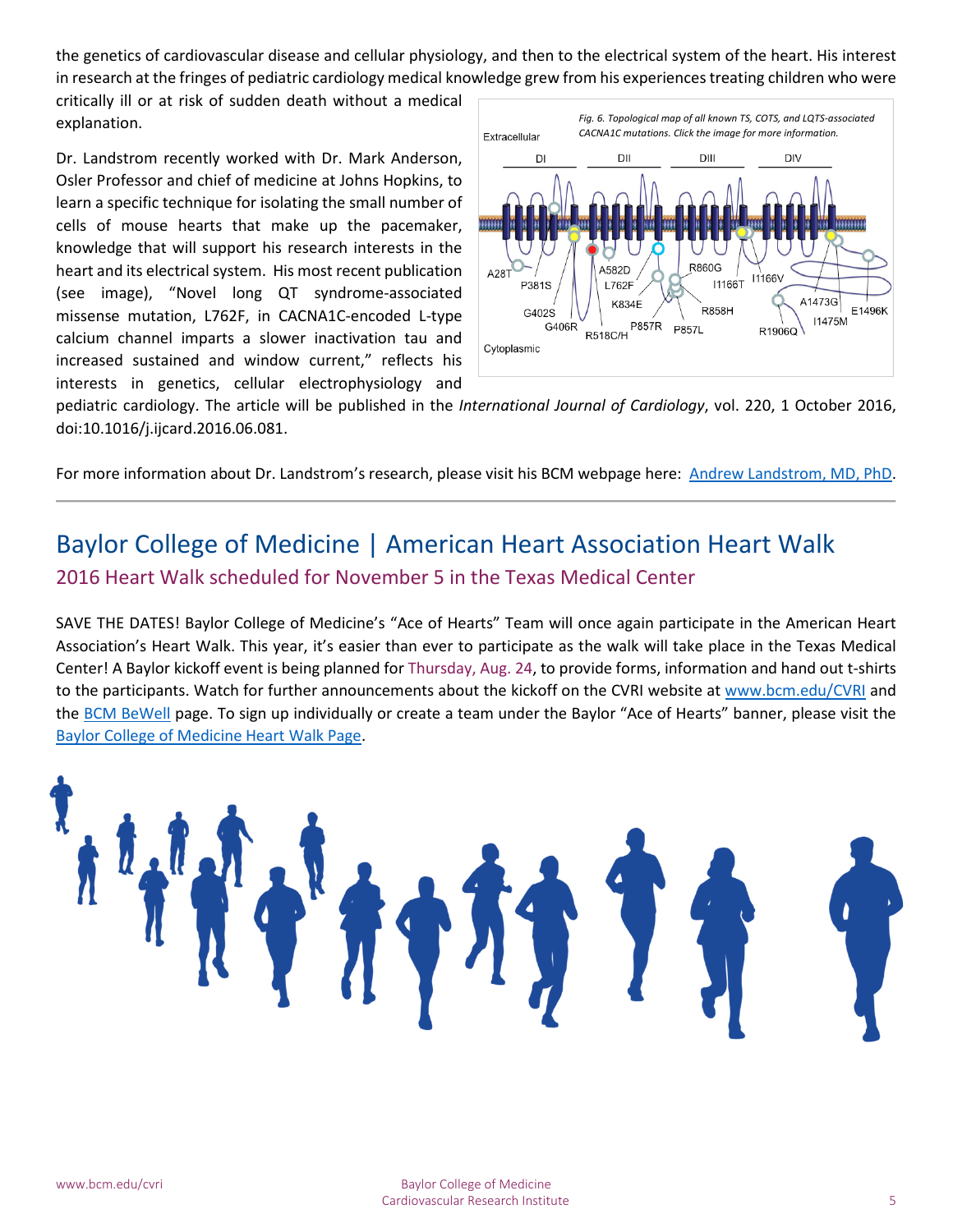the genetics of cardiovascular disease and cellular physiology, and then to the electrical system of the heart. His interest in research at the fringes of pediatric cardiology medical knowledge grew from his experiences treating children who were critically ill or at risk of sudden death without a medical explanation.

Dr. Landstrom recently worked with Dr. Mark Anderson, Osler Professor and chief of medicine at Johns Hopkins, to learn a specific technique for isolating the small number of cells of mouse hearts that make up the pacemaker, knowledge that will support his research interests in the heart and its electrical system. His most recent publication (see image), "Novel long QT syndrome-associated missense mutation, L762F, in CACNA1C-encoded L-type calcium channel imparts a slower inactivation tau and increased sustained and window current," reflects his interests in genetics, cellular electrophysiology and pediatric cardiology. The article will be published in the *International Journal of Cardiology*, vol. 220, 1 October 2016, doi:10.1016/j.ijcard.2016.06.081.

*Fig. 6. Topological map of all known TS, COTS, and LQTS-associated CACNA1C mutations. Click the image for more information.*

For more information about Dr. Landstrom's research, please visit his BCM webpage here: [Andrew Landstrom, MD, PhD](#).

---

# Baylor College of Medicine | American Heart Association Heart Walk

## 2016 Heart Walk scheduled for November 5 in the Texas Medical Center

SAVE THE DATES! Baylor College of Medicine's "Ace of Hearts" Team will once again participate in the American Heart Association's Heart Walk. This year, it's easier than ever to participate as the walk will take place in the Texas Medical Center! A Baylor kickoff event is being planned for Thursday, Aug. 24, to provide forms, information and hand out t-shirts to the participants. Watch for further announcements about the kickoff on the CVRI website at [www.bcm.edu/CVRI](www.bcm.edu/CVRI) and the [BCM BeWell](#) page. To sign up individually or create a team under the Baylor "Ace of Hearts" banner, please visit the [Baylor College of Medicine Heart Walk Page](#).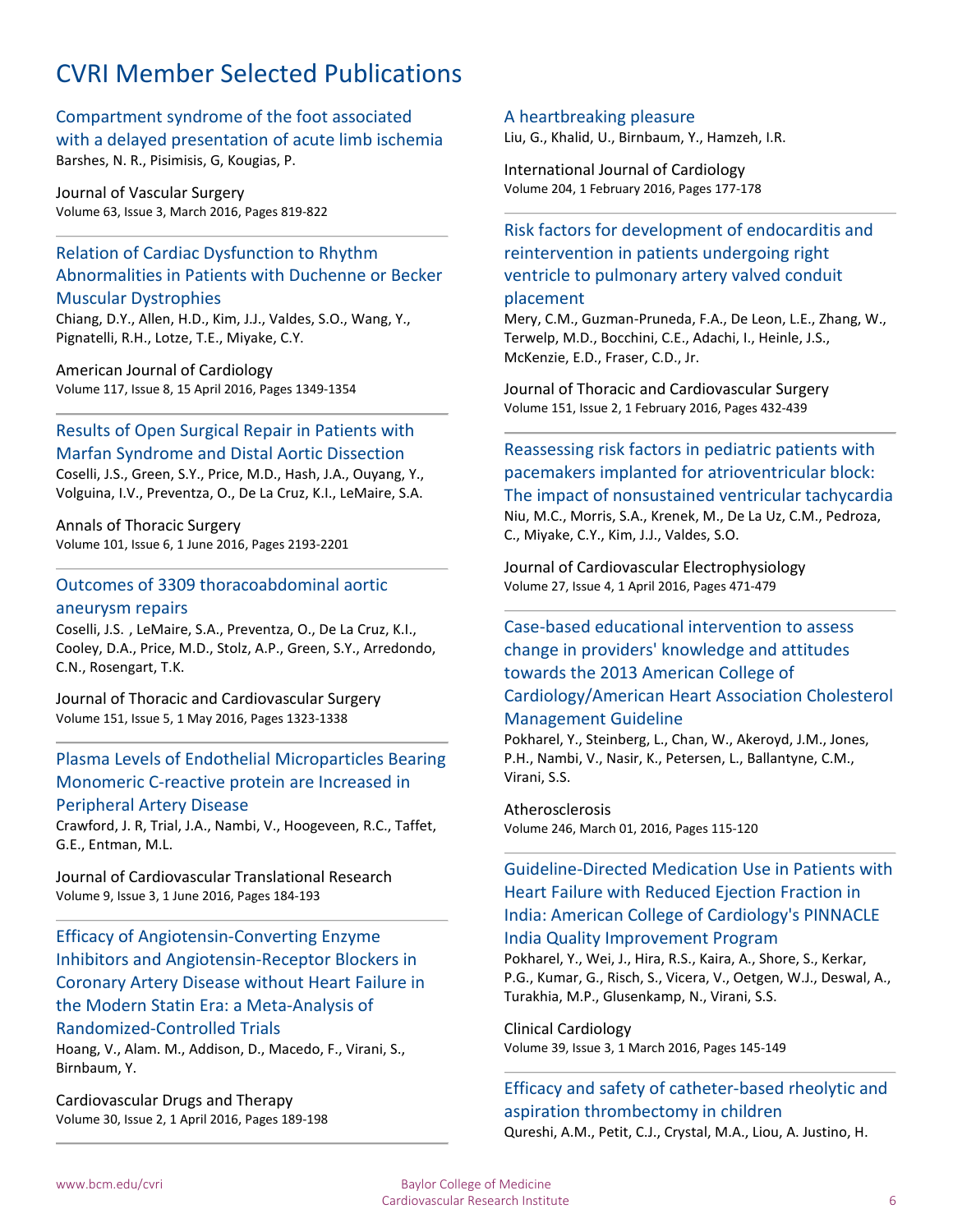# CVRI Member Selected Publications

### Compartment syndrome of the foot associated with a delayed presentation of acute limb ischemia

Barshes, N. R., Pisimisis, G, Kougias, P.

Journal of Vascular Surgery
Volume 63, Issue 3, March 2016, Pages 819-822

---

### Relation of Cardiac Dysfunction to Rhythm Abnormalities in Patients with Duchenne or Becker Muscular Dystrophies

Chiang, D.Y., Allen, H.D., Kim, J.J., Valdes, S.O., Wang, Y., Pignatelli, R.H., Lotze, T.E., Miyake, C.Y.

American Journal of Cardiology
Volume 117, Issue 8, 15 April 2016, Pages 1349-1354

---

### Results of Open Surgical Repair in Patients with Marfan Syndrome and Distal Aortic Dissection

Coselli, J.S., Green, S.Y., Price, M.D., Hash, J.A., Ouyang, Y., Volguina, I.V., Preventza, O., De La Cruz, K.I., LeMaire, S.A.

Annals of Thoracic Surgery
Volume 101, Issue 6, 1 June 2016, Pages 2193-2201

---

### Outcomes of 3309 thoracoabdominal aortic aneurysm repairs

Coselli, J.S. , LeMaire, S.A., Preventza, O., De La Cruz, K.I., Cooley, D.A., Price, M.D., Stolz, A.P., Green, S.Y., Arredondo, C.N., Rosengart, T.K.

Journal of Thoracic and Cardiovascular Surgery
Volume 151, Issue 5, 1 May 2016, Pages 1323-1338

---

### Plasma Levels of Endothelial Microparticles Bearing Monomeric C-reactive protein are Increased in Peripheral Artery Disease

Crawford, J. R, Trial, J.A., Nambi, V., Hoogeveen, R.C., Taffet, G.E., Entman, M.L.

Journal of Cardiovascular Translational Research
Volume 9, Issue 3, 1 June 2016, Pages 184-193

---

### Efficacy of Angiotensin-Converting Enzyme Inhibitors and Angiotensin-Receptor Blockers in Coronary Artery Disease without Heart Failure in the Modern Statin Era: a Meta-Analysis of Randomized-Controlled Trials

Hoang, V., Alam. M., Addison, D., Macedo, F., Virani, S., Birnbaum, Y.

Cardiovascular Drugs and Therapy
Volume 30, Issue 2, 1 April 2016, Pages 189-198

---

### A heartbreaking pleasure

Liu, G., Khalid, U., Birnbaum, Y., Hamzeh, I.R.

International Journal of Cardiology
Volume 204, 1 February 2016, Pages 177-178

---

### Risk factors for development of endocarditis and reintervention in patients undergoing right ventricle to pulmonary artery valved conduit placement

Mery, C.M., Guzman-Pruneda, F.A., De Leon, L.E., Zhang, W., Terwelp, M.D., Bocchini, C.E., Adachi, I., Heinle, J.S., McKenzie, E.D., Fraser, C.D., Jr.

Journal of Thoracic and Cardiovascular Surgery
Volume 151, Issue 2, 1 February 2016, Pages 432-439

---

### Reassessing risk factors in pediatric patients with pacemakers implanted for atrioventricular block: The impact of nonsustained ventricular tachycardia

Niu, M.C., Morris, S.A., Krenek, M., De La Uz, C.M., Pedroza, C., Miyake, C.Y., Kim, J.J., Valdes, S.O.

Journal of Cardiovascular Electrophysiology
Volume 27, Issue 4, 1 April 2016, Pages 471-479

---

### Case-based educational intervention to assess change in providers' knowledge and attitudes towards the 2013 American College of Cardiology/American Heart Association Cholesterol Management Guideline

Pokharel, Y., Steinberg, L., Chan, W., Akeroyd, J.M., Jones, P.H., Nambi, V., Nasir, K., Petersen, L., Ballantyne, C.M., Virani, S.S.

Atherosclerosis
Volume 246, March 01, 2016, Pages 115-120

---

### Guideline-Directed Medication Use in Patients with Heart Failure with Reduced Ejection Fraction in India: American College of Cardiology's PINNACLE India Quality Improvement Program

Pokharel, Y., Wei, J., Hira, R.S., Kaira, A., Shore, S., Kerkar, P.G., Kumar, G., Risch, S., Vicera, V., Oetgen, W.J., Deswal, A., Turakhia, M.P., Glusenkamp, N., Virani, S.S.

Clinical Cardiology
Volume 39, Issue 3, 1 March 2016, Pages 145-149

---

### Efficacy and safety of catheter-based rheolytic and aspiration thrombectomy in children

Qureshi, A.M., Petit, C.J., Crystal, M.A., Liou, A. Justino, H.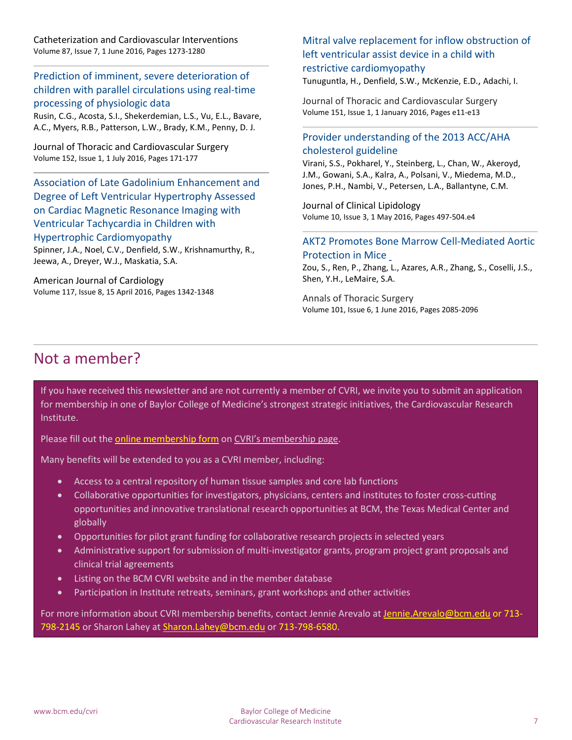Catheterization and Cardiovascular Interventions
Volume 87, Issue 7, 1 June 2016, Pages 1273-1280

---

### Prediction of imminent, severe deterioration of children with parallel circulations using real-time processing of physiologic data

Rusin, C.G., Acosta, S.I., Shekerdemian, L.S., Vu, E.L., Bavare, A.C., Myers, R.B., Patterson, L.W., Brady, K.M., Penny, D. J.

Journal of Thoracic and Cardiovascular Surgery
Volume 152, Issue 1, 1 July 2016, Pages 171-177

---

### Association of Late Gadolinium Enhancement and Degree of Left Ventricular Hypertrophy Assessed on Cardiac Magnetic Resonance Imaging with Ventricular Tachycardia in Children with Hypertrophic Cardiomyopathy

Spinner, J.A., Noel, C.V., Denfield, S.W., Krishnamurthy, R., Jeewa, A., Dreyer, W.J., Maskatia, S.A.

American Journal of Cardiology
Volume 117, Issue 8, 15 April 2016, Pages 1342-1348

---

### Mitral valve replacement for inflow obstruction of left ventricular assist device in a child with restrictive cardiomyopathy

Tunuguntla, H., Denfield, S.W., McKenzie, E.D., Adachi, I.

Journal of Thoracic and Cardiovascular Surgery
Volume 151, Issue 1, 1 January 2016, Pages e11-e13

---

### Provider understanding of the 2013 ACC/AHA cholesterol guideline

Virani, S.S., Pokharel, Y., Steinberg, L., Chan, W., Akeroyd, J.M., Gowani, S.A., Kalra, A., Polsani, V., Miedema, M.D., Jones, P.H., Nambi, V., Petersen, L.A., Ballantyne, C.M.

Journal of Clinical Lipidology
Volume 10, Issue 3, 1 May 2016, Pages 497-504.e4

---

### AKT2 Promotes Bone Marrow Cell-Mediated Aortic Protection in Mice

Zou, S., Ren, P., Zhang, L., Azares, A.R., Zhang, S., Coselli, J.S., Shen, Y.H., LeMaire, S.A.

Annals of Thoracic Surgery
Volume 101, Issue 6, 1 June 2016, Pages 2085-2096

---

## Not a member?

If you have received this newsletter and are not currently a member of CVRI, we invite you to submit an application for membership in one of Baylor College of Medicine's strongest strategic initiatives, the Cardiovascular Research Institute.

Please fill out the online membership form on CVRI's membership page.

Many benefits will be extended to you as a CVRI member, including:

- Access to a central repository of human tissue samples and core lab functions
- Collaborative opportunities for investigators, physicians, centers and institutes to foster cross-cutting opportunities and innovative translational research opportunities at BCM, the Texas Medical Center and globally
- Opportunities for pilot grant funding for collaborative research projects in selected years
- Administrative support for submission of multi-investigator grants, program project grant proposals and clinical trial agreements
- Listing on the BCM CVRI website and in the member database
- Participation in Institute retreats, seminars, grant workshops and other activities

For more information about CVRI membership benefits, contact Jennie Arevalo at Jennie.Arevalo@bcm.edu or 713-798-2145 or Sharon Lahey at Sharon.Lahey@bcm.edu or 713-798-6580.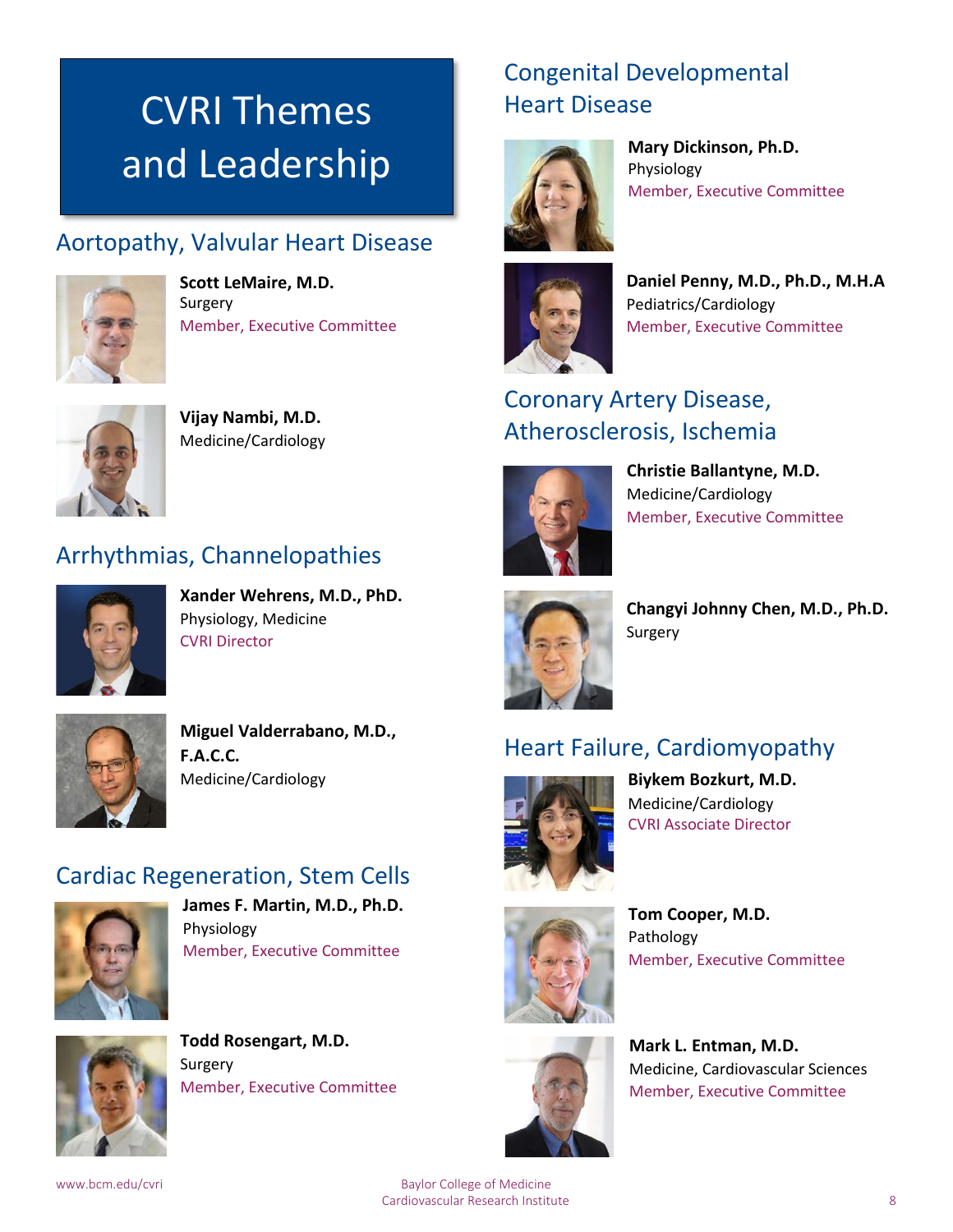# CVRI Themes and Leadership

## Aortopathy, Valvular Heart Disease

**Scott LeMaire, M.D.**
Surgery
Member, Executive Committee

**Vijay Nambi, M.D.**
Medicine/Cardiology

## Arrhythmias, Channelopathies

**Xander Wehrens, M.D., PhD.**
Physiology, Medicine
CVRI Director

**Miguel Valderrabano, M.D., F.A.C.C.**
Medicine/Cardiology

## Cardiac Regeneration, Stem Cells

**James F. Martin, M.D., Ph.D.**
Physiology
Member, Executive Committee

**Todd Rosengart, M.D.**
Surgery
Member, Executive Committee

## Congenital Developmental Heart Disease

**Mary Dickinson, Ph.D.**
Physiology
Member, Executive Committee

**Daniel Penny, M.D., Ph.D., M.H.A**
Pediatrics/Cardiology
Member, Executive Committee

## Coronary Artery Disease, Atherosclerosis, Ischemia

**Christie Ballantyne, M.D.**
Medicine/Cardiology
Member, Executive Committee

**Changyi Johnny Chen, M.D., Ph.D.**
Surgery

## Heart Failure, Cardiomyopathy

**Biykem Bozkurt, M.D.**
Medicine/Cardiology
CVRI Associate Director

**Tom Cooper, M.D.**
Pathology
Member, Executive Committee

**Mark L. Entman, M.D.**
Medicine, Cardiovascular Sciences
Member, Executive Committee